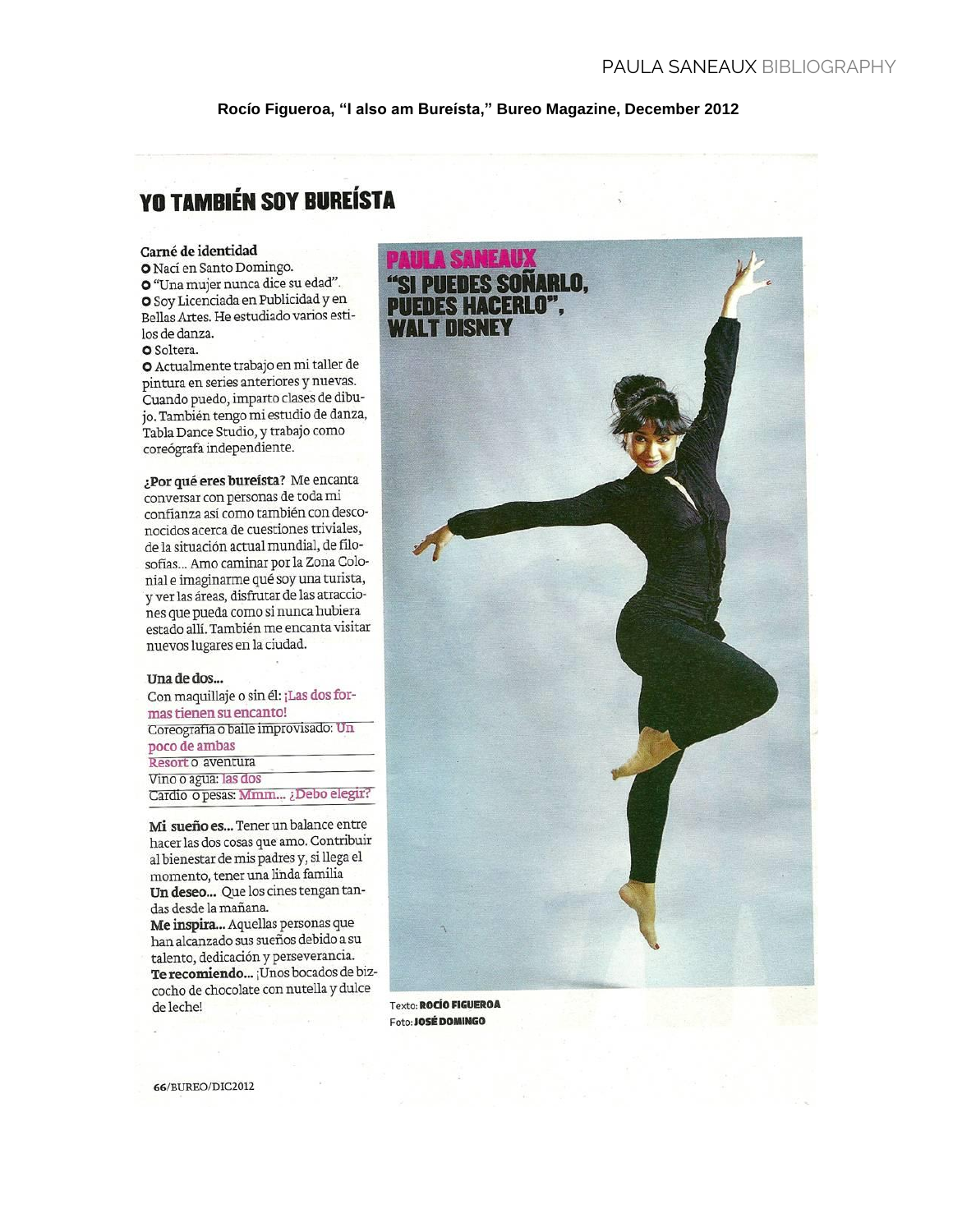**Rocío Figueroa, "I also am Bureísta," Bureo Magazine, December 2012**

# YO TAMBIÉN SOY BUREÍSTA

## PAULA SANEAUX
## "SI PUEDES SOÑARLO, PUEDES HACERLO", WALT DISNEY

**Carné de identidad**

- Nací en Santo Domingo.
- "Una mujer nunca dice su edad".
- Soy Licenciada en Publicidad y en Bellas Artes. He estudiado varios estilos de danza.
- Soltera.
- Actualmente trabajo en mi taller de pintura en series anteriores y nuevas. Cuando puedo, imparto clases de dibujo. También tengo mi estudio de danza, Tabla Dance Studio, y trabajo como coreógrafa independiente.

**¿Por qué eres bureísta?** Me encanta conversar con personas de toda mi confianza así como también con desconocidos acerca de cuestiones triviales, de la situación actual mundial, de filosofías... Amo caminar por la Zona Colonial e imaginarme qué soy una turista, y ver las áreas, disfrutar de las atracciones que pueda como si nunca hubiera estado allí. También me encanta visitar nuevos lugares en la ciudad.

**Una de dos...**

Con maquillaje o sin él: ¡Las dos formas tienen su encanto!

Coreografía o baile improvisado: Un poco de ambas

Resort o aventura

Vino o agua: las dos

Cardio o pesas: Mmm... ¿Debo elegir?

**Mi sueño es...** Tener un balance entre hacer las dos cosas que amo. Contribuir al bienestar de mis padres y, si llega el momento, tener una linda familia

**Un deseo...** Que los cines tengan tandas desde la mañana.

**Me inspira...** Aquellas personas que han alcanzado sus sueños debido a su talento, dedicación y perseverancia.

**Te recomiendo...** ¡Unos bocados de bizcocho de chocolate con nutella y dulce de leche!

Texto: **ROCÍO FIGUEROA**
Foto: **JOSÉ DOMINGO**

66/BUREO/DIC2012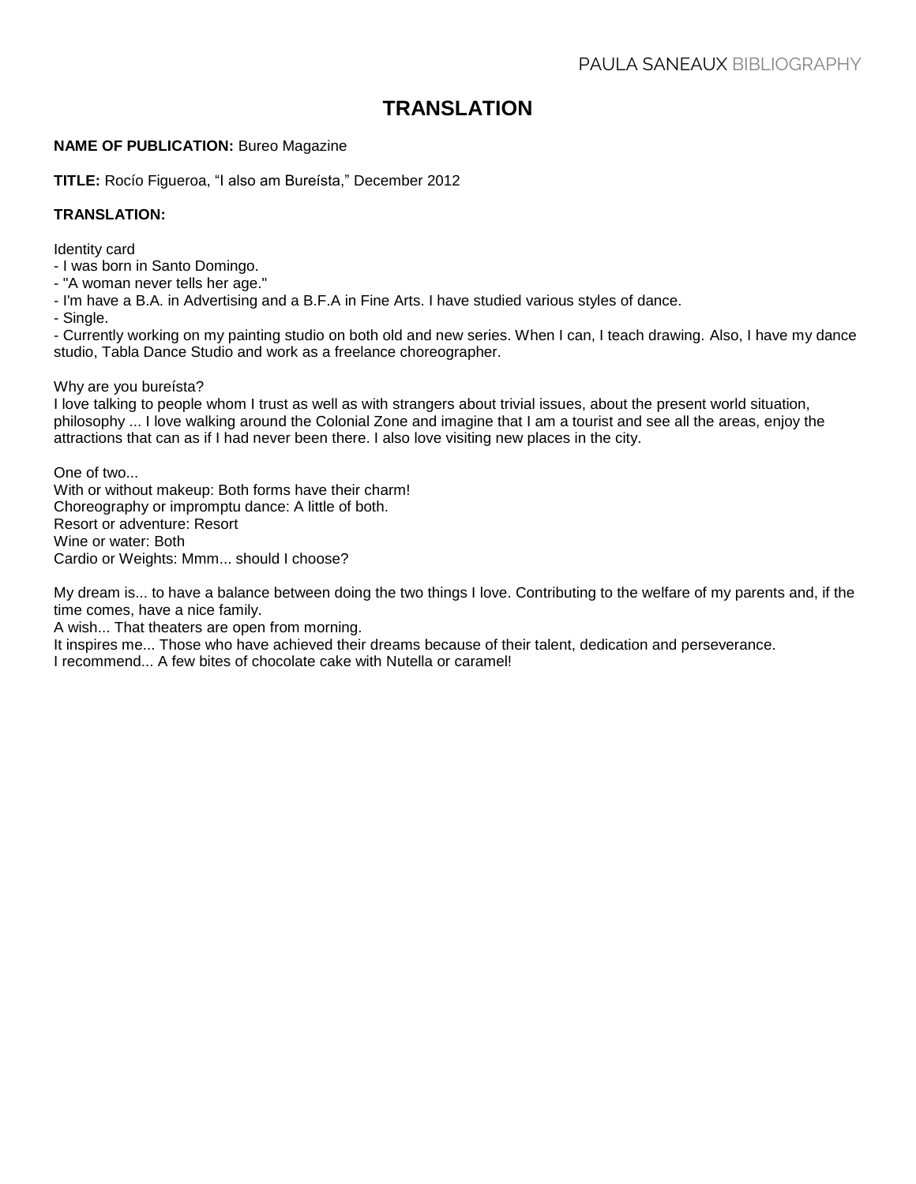# TRANSLATION

**NAME OF PUBLICATION:** Bureo Magazine

**TITLE:** Rocío Figueroa, "I also am Bureísta," December 2012

**TRANSLATION:**

Identity card
- I was born in Santo Domingo.
- "A woman never tells her age."
- I'm have a B.A. in Advertising and a B.F.A in Fine Arts. I have studied various styles of dance.
- Single.
- Currently working on my painting studio on both old and new series. When I can, I teach drawing. Also, I have my dance studio, Tabla Dance Studio and work as a freelance choreographer.

Why are you bureísta?
I love talking to people whom I trust as well as with strangers about trivial issues, about the present world situation, philosophy ... I love walking around the Colonial Zone and imagine that I am a tourist and see all the areas, enjoy the attractions that can as if I had never been there. I also love visiting new places in the city.

One of two...
With or without makeup: Both forms have their charm!
Choreography or impromptu dance: A little of both.
Resort or adventure: Resort
Wine or water: Both
Cardio or Weights: Mmm... should I choose?

My dream is... to have a balance between doing the two things I love. Contributing to the welfare of my parents and, if the time comes, have a nice family.
A wish... That theaters are open from morning.
It inspires me... Those who have achieved their dreams because of their talent, dedication and perseverance.
I recommend... A few bites of chocolate cake with Nutella or caramel!